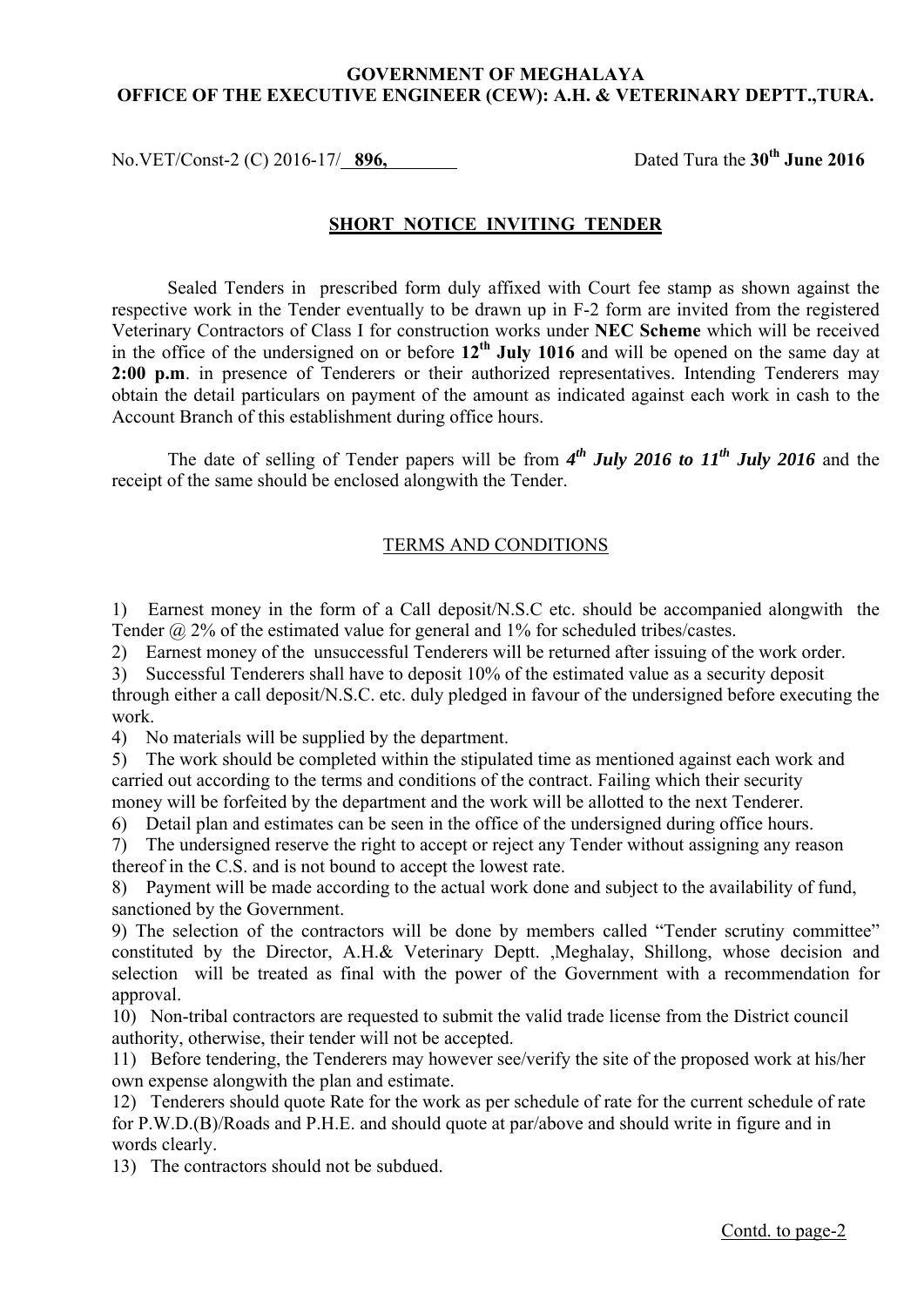**GOVERNMENT OF MEGHALAYA**
**OFFICE OF THE EXECUTIVE ENGINEER (CEW): A.H. & VETERINARY DEPTT.,TURA.**

No.VET/Const-2 (C) 2016-17/ **896,** Dated Tura the **30th June 2016**

## SHORT NOTICE INVITING TENDER

Sealed Tenders in prescribed form duly affixed with Court fee stamp as shown against the respective work in the Tender eventually to be drawn up in F-2 form are invited from the registered Veterinary Contractors of Class I for construction works under **NEC Scheme** which will be received in the office of the undersigned on or before **12th July 1016** and will be opened on the same day at **2:00 p.m**. in presence of Tenderers or their authorized representatives. Intending Tenderers may obtain the detail particulars on payment of the amount as indicated against each work in cash to the Account Branch of this establishment during office hours.

The date of selling of Tender papers will be from ***4th July 2016 to 11th July 2016*** and the receipt of the same should be enclosed alongwith the Tender.

### TERMS AND CONDITIONS

1) Earnest money in the form of a Call deposit/N.S.C etc. should be accompanied alongwith the Tender @ 2% of the estimated value for general and 1% for scheduled tribes/castes.
2) Earnest money of the unsuccessful Tenderers will be returned after issuing of the work order.
3) Successful Tenderers shall have to deposit 10% of the estimated value as a security deposit through either a call deposit/N.S.C. etc. duly pledged in favour of the undersigned before executing the work.
4) No materials will be supplied by the department.
5) The work should be completed within the stipulated time as mentioned against each work and carried out according to the terms and conditions of the contract. Failing which their security money will be forfeited by the department and the work will be allotted to the next Tenderer.
6) Detail plan and estimates can be seen in the office of the undersigned during office hours.
7) The undersigned reserve the right to accept or reject any Tender without assigning any reason thereof in the C.S. and is not bound to accept the lowest rate.
8) Payment will be made according to the actual work done and subject to the availability of fund, sanctioned by the Government.
9) The selection of the contractors will be done by members called "Tender scrutiny committee" constituted by the Director, A.H.& Veterinary Deptt. ,Meghalay, Shillong, whose decision and selection will be treated as final with the power of the Government with a recommendation for approval.
10) Non-tribal contractors are requested to submit the valid trade license from the District council authority, otherwise, their tender will not be accepted.
11) Before tendering, the Tenderers may however see/verify the site of the proposed work at his/her own expense alongwith the plan and estimate.
12) Tenderers should quote Rate for the work as per schedule of rate for the current schedule of rate for P.W.D.(B)/Roads and P.H.E. and should quote at par/above and should write in figure and in words clearly.
13) The contractors should not be subdued.

Contd. to page-2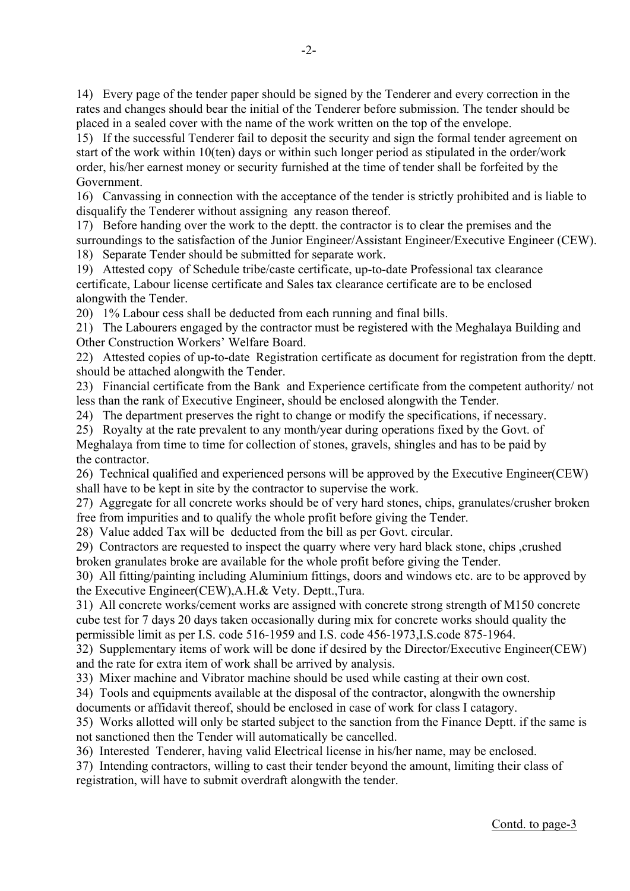14) Every page of the tender paper should be signed by the Tenderer and every correction in the rates and changes should bear the initial of the Tenderer before submission. The tender should be placed in a sealed cover with the name of the work written on the top of the envelope.

15) If the successful Tenderer fail to deposit the security and sign the formal tender agreement on start of the work within 10(ten) days or within such longer period as stipulated in the order/work order, his/her earnest money or security furnished at the time of tender shall be forfeited by the Government.

16) Canvassing in connection with the acceptance of the tender is strictly prohibited and is liable to disqualify the Tenderer without assigning any reason thereof.

17) Before handing over the work to the deptt. the contractor is to clear the premises and the surroundings to the satisfaction of the Junior Engineer/Assistant Engineer/Executive Engineer (CEW).

18) Separate Tender should be submitted for separate work.

19) Attested copy of Schedule tribe/caste certificate, up-to-date Professional tax clearance certificate, Labour license certificate and Sales tax clearance certificate are to be enclosed alongwith the Tender.

20) 1% Labour cess shall be deducted from each running and final bills.

21) The Labourers engaged by the contractor must be registered with the Meghalaya Building and Other Construction Workers' Welfare Board.

22) Attested copies of up-to-date Registration certificate as document for registration from the deptt. should be attached alongwith the Tender.

23) Financial certificate from the Bank and Experience certificate from the competent authority/ not less than the rank of Executive Engineer, should be enclosed alongwith the Tender.

24) The department preserves the right to change or modify the specifications, if necessary.

25) Royalty at the rate prevalent to any month/year during operations fixed by the Govt. of Meghalaya from time to time for collection of stones, gravels, shingles and has to be paid by the contractor.

26) Technical qualified and experienced persons will be approved by the Executive Engineer(CEW) shall have to be kept in site by the contractor to supervise the work.

27) Aggregate for all concrete works should be of very hard stones, chips, granulates/crusher broken free from impurities and to qualify the whole profit before giving the Tender.

28) Value added Tax will be deducted from the bill as per Govt. circular.

29) Contractors are requested to inspect the quarry where very hard black stone, chips ,crushed broken granulates broke are available for the whole profit before giving the Tender.

30) All fitting/painting including Aluminium fittings, doors and windows etc. are to be approved by the Executive Engineer(CEW),A.H.& Vety. Deptt.,Tura.

31) All concrete works/cement works are assigned with concrete strong strength of M150 concrete cube test for 7 days 20 days taken occasionally during mix for concrete works should quality the permissible limit as per I.S. code 516-1959 and I.S. code 456-1973,I.S.code 875-1964.

32) Supplementary items of work will be done if desired by the Director/Executive Engineer(CEW) and the rate for extra item of work shall be arrived by analysis.

33) Mixer machine and Vibrator machine should be used while casting at their own cost.

34) Tools and equipments available at the disposal of the contractor, alongwith the ownership documents or affidavit thereof, should be enclosed in case of work for class I catagory.

35) Works allotted will only be started subject to the sanction from the Finance Deptt. if the same is not sanctioned then the Tender will automatically be cancelled.

36) Interested Tenderer, having valid Electrical license in his/her name, may be enclosed.

37) Intending contractors, willing to cast their tender beyond the amount, limiting their class of registration, will have to submit overdraft alongwith the tender.

Contd. to page-3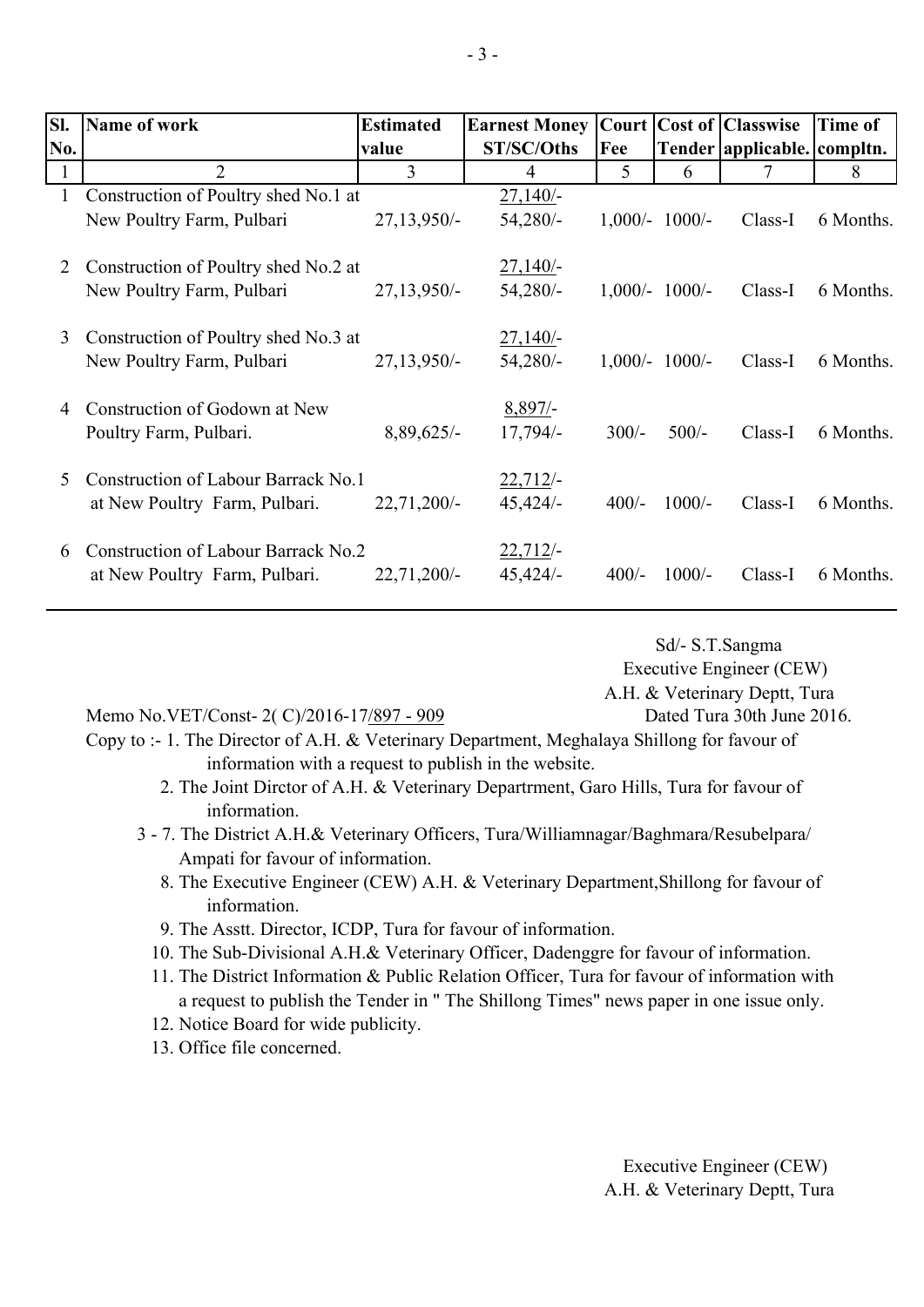| Sl. No. | Name of work | Estimated value | Earnest Money ST/SC/Oths | Court Fee | Cost of Tender | Classwise applicable. | Time of compltn. |
|---|---|---|---|---|---|---|---|
| 1 | 2 | 3 | 4 | 5 | 6 | 7 | 8 |
| 1 | Construction of Poultry shed No.1 at New Poultry Farm, Pulbari | 27,13,950/- | 27,140/- 54,280/- | 1,000/- | 1000/- | Class-I | 6 Months. |
| 2 | Construction of Poultry shed No.2 at New Poultry Farm, Pulbari | 27,13,950/- | 27,140/- 54,280/- | 1,000/- | 1000/- | Class-I | 6 Months. |
| 3 | Construction of Poultry shed No.3 at New Poultry Farm, Pulbari | 27,13,950/- | 27,140/- 54,280/- | 1,000/- | 1000/- | Class-I | 6 Months. |
| 4 | Construction of Godown at New Poultry Farm, Pulbari. | 8,89,625/- | 8,897/- 17,794/- | 300/- | 500/- | Class-I | 6 Months. |
| 5 | Construction of Labour Barrack No.1 at New Poultry Farm, Pulbari. | 22,71,200/- | 22,712/- 45,424/- | 400/- | 1000/- | Class-I | 6 Months. |
| 6 | Construction of Labour Barrack No.2 at New Poultry Farm, Pulbari. | 22,71,200/- | 22,712/- 45,424/- | 400/- | 1000/- | Class-I | 6 Months. |

Sd/- S.T.Sangma
Executive Engineer (CEW)
A.H. & Veterinary Deptt, Tura

Memo No.VET/Const- 2( C)/2016-17/897 - 909 Dated Tura 30th June 2016.

Copy to :- 1. The Director of A.H. & Veterinary Department, Meghalaya Shillong for favour of information with a request to publish in the website.

2. The Joint Dirctor of A.H. & Veterinary Departrment, Garo Hills, Tura for favour of information.

3 - 7. The District A.H.& Veterinary Officers, Tura/Williamnagar/Baghmara/Resubelpara/ Ampati for favour of information.

8. The Executive Engineer (CEW) A.H. & Veterinary Department,Shillong for favour of information.

9. The Asstt. Director, ICDP, Tura for favour of information.

10. The Sub-Divisional A.H.& Veterinary Officer, Dadenggre for favour of information.

11. The District Information & Public Relation Officer, Tura for favour of information with a request to publish the Tender in " The Shillong Times" news paper in one issue only.

12. Notice Board for wide publicity.

13. Office file concerned.

Executive Engineer (CEW)
A.H. & Veterinary Deptt, Tura